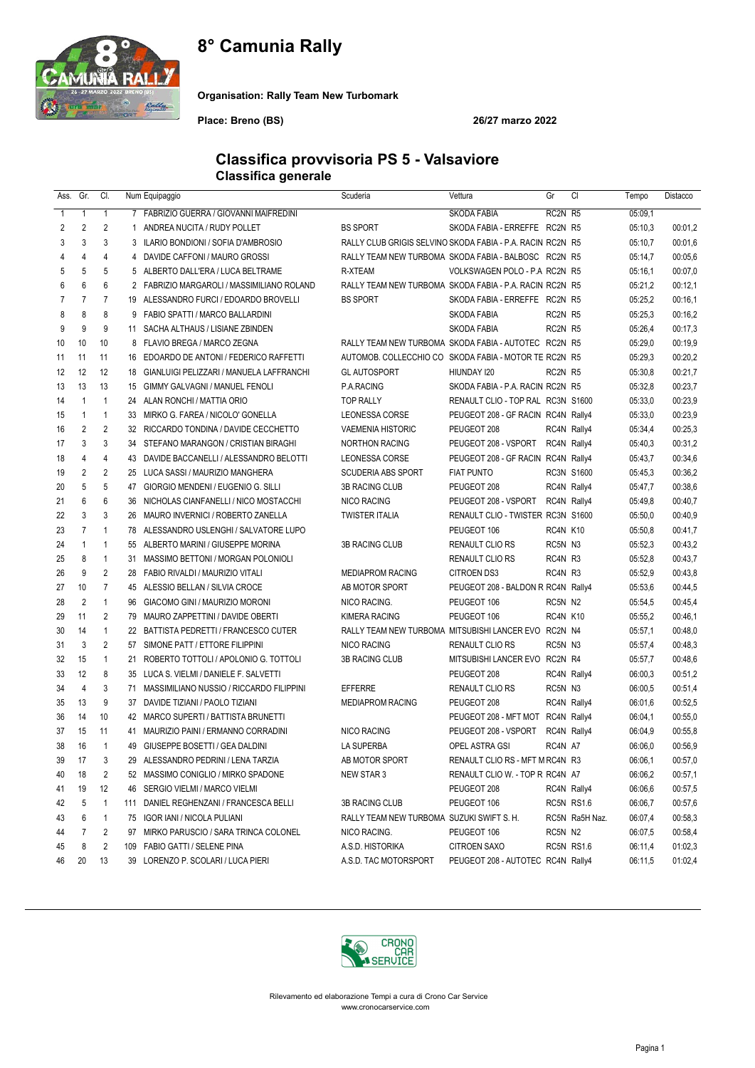# 8° Camunia Rally

**Organisation: Rally Team New Turbomark**

**Place: Breno (BS)** **26/27 marzo 2022**

## Classifica provvisoria PS 5 - Valsaviore
### Classifica generale

| Ass. | Gr. | Cl. | Num | Equipaggio | Scuderia | Vettura | Gr | Cl | Tempo | Distacco |
|---|---|---|---|---|---|---|---|---|---|---|
| 1 | 1 | 1 | 7 | FABRIZIO GUERRA / GIOVANNI MAIFREDINI | | SKODA FABIA | RC2N | R5 | 05:09,1 | |
| 2 | 2 | 2 | 1 | ANDREA NUCITA / RUDY POLLET | BS SPORT | SKODA FABIA - ERREFFE | RC2N | R5 | 05:10,3 | 00:01,2 |
| 3 | 3 | 3 | 3 | ILARIO BONDIONI / SOFIA D'AMBROSIO | RALLY CLUB GRIGIS SELVINO | SKODA FABIA - P.A. RACIN | RC2N | R5 | 05:10,7 | 00:01,6 |
| 4 | 4 | 4 | 4 | DAVIDE CAFFONI / MAURO GROSSI | RALLY TEAM NEW TURBOMA | SKODA FABIA - BALBOSC | RC2N | R5 | 05:14,7 | 00:05,6 |
| 5 | 5 | 5 | 5 | ALBERTO DALL'ERA / LUCA BELTRAME | R-XTEAM | VOLKSWAGEN POLO - P.A | RC2N | R5 | 05:16,1 | 00:07,0 |
| 6 | 6 | 6 | 2 | FABRIZIO MARGAROLI / MASSIMILIANO ROLAND | RALLY TEAM NEW TURBOMA | SKODA FABIA - P.A. RACIN | RC2N | R5 | 05:21,2 | 00:12,1 |
| 7 | 7 | 7 | 19 | ALESSANDRO FURCI / EDOARDO BROVELLI | BS SPORT | SKODA FABIA - ERREFFE | RC2N | R5 | 05:25,2 | 00:16,1 |
| 8 | 8 | 8 | 9 | FABIO SPATTI / MARCO BALLARDINI | | SKODA FABIA | RC2N | R5 | 05:25,3 | 00:16,2 |
| 9 | 9 | 9 | 11 | SACHA ALTHAUS / LISIANE ZBINDEN | | SKODA FABIA | RC2N | R5 | 05:26,4 | 00:17,3 |
| 10 | 10 | 10 | 8 | FLAVIO BREGA / MARCO ZEGNA | RALLY TEAM NEW TURBOMA | SKODA FABIA - AUTOTEC | RC2N | R5 | 05:29,0 | 00:19,9 |
| 11 | 11 | 11 | 16 | EDOARDO DE ANTONI / FEDERICO RAFFETTI | AUTOMOB. COLLECCHIO CO | SKODA FABIA - MOTOR TE | RC2N | R5 | 05:29,3 | 00:20,2 |
| 12 | 12 | 12 | 18 | GIANLUIGI PELIZZARI / MANUELA LAFFRANCHI | GL AUTOSPORT | HIUNDAY I20 | RC2N | R5 | 05:30,8 | 00:21,7 |
| 13 | 13 | 13 | 15 | GIMMY GALVAGNI / MANUEL FENOLI | P.A.RACING | SKODA FABIA - P.A. RACIN | RC2N | R5 | 05:32,8 | 00:23,7 |
| 14 | 1 | 1 | 24 | ALAN RONCHI / MATTIA ORIO | TOP RALLY | RENAULT CLIO - TOP RAL | RC3N | S1600 | 05:33,0 | 00:23,9 |
| 15 | 1 | 1 | 33 | MIRKO G. FAREA / NICOLO' GONELLA | LEONESSA CORSE | PEUGEOT 208 - GF RACIN | RC4N | Rally4 | 05:33,0 | 00:23,9 |
| 16 | 2 | 2 | 32 | RICCARDO TONDINA / DAVIDE CECCHETTO | VAEMENIA HISTORIC | PEUGEOT 208 | RC4N | Rally4 | 05:34,4 | 00:25,3 |
| 17 | 3 | 3 | 34 | STEFANO MARANGON / CRISTIAN BIRAGHI | NORTHON RACING | PEUGEOT 208 - VSPORT | RC4N | Rally4 | 05:40,3 | 00:31,2 |
| 18 | 4 | 4 | 43 | DAVIDE BACCANELLI / ALESSANDRO BELOTTI | LEONESSA CORSE | PEUGEOT 208 - GF RACIN | RC4N | Rally4 | 05:43,7 | 00:34,6 |
| 19 | 2 | 2 | 25 | LUCA SASSI / MAURIZIO MANGHERA | SCUDERIA ABS SPORT | FIAT PUNTO | RC3N | S1600 | 05:45,3 | 00:36,2 |
| 20 | 5 | 5 | 47 | GIORGIO MENDENI / EUGENIO G. SILLI | 3B RACING CLUB | PEUGEOT 208 | RC4N | Rally4 | 05:47,7 | 00:38,6 |
| 21 | 6 | 6 | 36 | NICHOLAS CIANFANELLI / NICO MOSTACCHI | NICO RACING | PEUGEOT 208 - VSPORT | RC4N | Rally4 | 05:49,8 | 00:40,7 |
| 22 | 3 | 3 | 26 | MAURO INVERNICI / ROBERTO ZANELLA | TWISTER ITALIA | RENAULT CLIO - TWISTER | RC3N | S1600 | 05:50,0 | 00:40,9 |
| 23 | 7 | 1 | 78 | ALESSANDRO USLENGHI / SALVATORE LUPO | | PEUGEOT 106 | RC4N | K10 | 05:50,8 | 00:41,7 |
| 24 | 1 | 1 | 55 | ALBERTO MARINI / GIUSEPPE MORINA | 3B RACING CLUB | RENAULT CLIO RS | RC5N | N3 | 05:52,3 | 00:43,2 |
| 25 | 8 | 1 | 31 | MASSIMO BETTONI / MORGAN POLONIOLI | | RENAULT CLIO RS | RC4N | R3 | 05:52,8 | 00:43,7 |
| 26 | 9 | 2 | 28 | FABIO RIVALDI / MAURIZIO VITALI | MEDIAPROM RACING | CITROEN DS3 | RC4N | R3 | 05:52,9 | 00:43,8 |
| 27 | 10 | 7 | 45 | ALESSIO BELLAN / SILVIA CROCE | AB MOTOR SPORT | PEUGEOT 208 - BALDON R | RC4N | Rally4 | 05:53,6 | 00:44,5 |
| 28 | 2 | 1 | 96 | GIACOMO GINI / MAURIZIO MORONI | NICO RACING. | PEUGEOT 106 | RC5N | N2 | 05:54,5 | 00:45,4 |
| 29 | 11 | 2 | 79 | MAURO ZAPPETTINI / DAVIDE OBERTI | KIMERA RACING | PEUGEOT 106 | RC4N | K10 | 05:55,2 | 00:46,1 |
| 30 | 14 | 1 | 22 | BATTISTA PEDRETTI / FRANCESCO CUTER | RALLY TEAM NEW TURBOMA | MITSUBISHI LANCER EVO | RC2N | N4 | 05:57,1 | 00:48,0 |
| 31 | 3 | 2 | 57 | SIMONE PATT / ETTORE FILIPPINI | NICO RACING | RENAULT CLIO RS | RC5N | N3 | 05:57,4 | 00:48,3 |
| 32 | 15 | 1 | 21 | ROBERTO TOTTOLI / APOLONIO G. TOTTOLI | 3B RACING CLUB | MITSUBISHI LANCER EVO | RC2N | R4 | 05:57,7 | 00:48,6 |
| 33 | 12 | 8 | 35 | LUCA S. VIELMI / DANIELE F. SALVETTI | | PEUGEOT 208 | RC4N | Rally4 | 06:00,3 | 00:51,2 |
| 34 | 4 | 3 | 71 | MASSIMILIANO NUSSIO / RICCARDO FILIPPINI | EFFERRE | RENAULT CLIO RS | RC5N | N3 | 06:00,5 | 00:51,4 |
| 35 | 13 | 9 | 37 | DAVIDE TIZIANI / PAOLO TIZIANI | MEDIAPROM RACING | PEUGEOT 208 | RC4N | Rally4 | 06:01,6 | 00:52,5 |
| 36 | 14 | 10 | 42 | MARCO SUPERTI / BATTISTA BRUNETTI | | PEUGEOT 208 - MFT MOT | RC4N | Rally4 | 06:04,1 | 00:55,0 |
| 37 | 15 | 11 | 41 | MAURIZIO PAINI / ERMANNO CORRADINI | NICO RACING | PEUGEOT 208 - VSPORT | RC4N | Rally4 | 06:04,9 | 00:55,8 |
| 38 | 16 | 1 | 49 | GIUSEPPE BOSETTI / GEA DALDINI | LA SUPERBA | OPEL ASTRA GSI | RC4N | A7 | 06:06,0 | 00:56,9 |
| 39 | 17 | 3 | 29 | ALESSANDRO PEDRINI / LENA TARZIA | AB MOTOR SPORT | RENAULT CLIO RS - MFT M | RC4N | R3 | 06:06,1 | 00:57,0 |
| 40 | 18 | 2 | 52 | MASSIMO CONIGLIO / MIRKO SPADONE | NEW STAR 3 | RENAULT CLIO W. - TOP R | RC4N | A7 | 06:06,2 | 00:57,1 |
| 41 | 19 | 12 | 46 | SERGIO VIELMI / MARCO VIELMI | | PEUGEOT 208 | RC4N | Rally4 | 06:06,6 | 00:57,5 |
| 42 | 5 | 1 | 111 | DANIEL REGHENZANI / FRANCESCA BELLI | 3B RACING CLUB | PEUGEOT 106 | RC5N | RS1.6 | 06:06,7 | 00:57,6 |
| 43 | 6 | 1 | 75 | IGOR IANI / NICOLA PULIANI | RALLY TEAM NEW TURBOMA | SUZUKI SWIFT S. H. | RC5N | Ra5H Naz. | 06:07,4 | 00:58,3 |
| 44 | 7 | 2 | 97 | MIRKO PARUSCIO / SARA TRINCA COLONEL | NICO RACING. | PEUGEOT 106 | RC5N | N2 | 06:07,5 | 00:58,4 |
| 45 | 8 | 2 | 109 | FABIO GATTI / SELENE PINA | A.S.D. HISTORIKA | CITROEN SAXO | RC5N | RS1.6 | 06:11,4 | 01:02,3 |
| 46 | 20 | 13 | 39 | LORENZO P. SCOLARI / LUCA PIERI | A.S.D. TAC MOTORSPORT | PEUGEOT 208 - AUTOTEC | RC4N | Rally4 | 06:11,5 | 01:02,4 |

Rilevamento ed elaborazione Tempi a cura di Crono Car Service
www.cronocarservice.com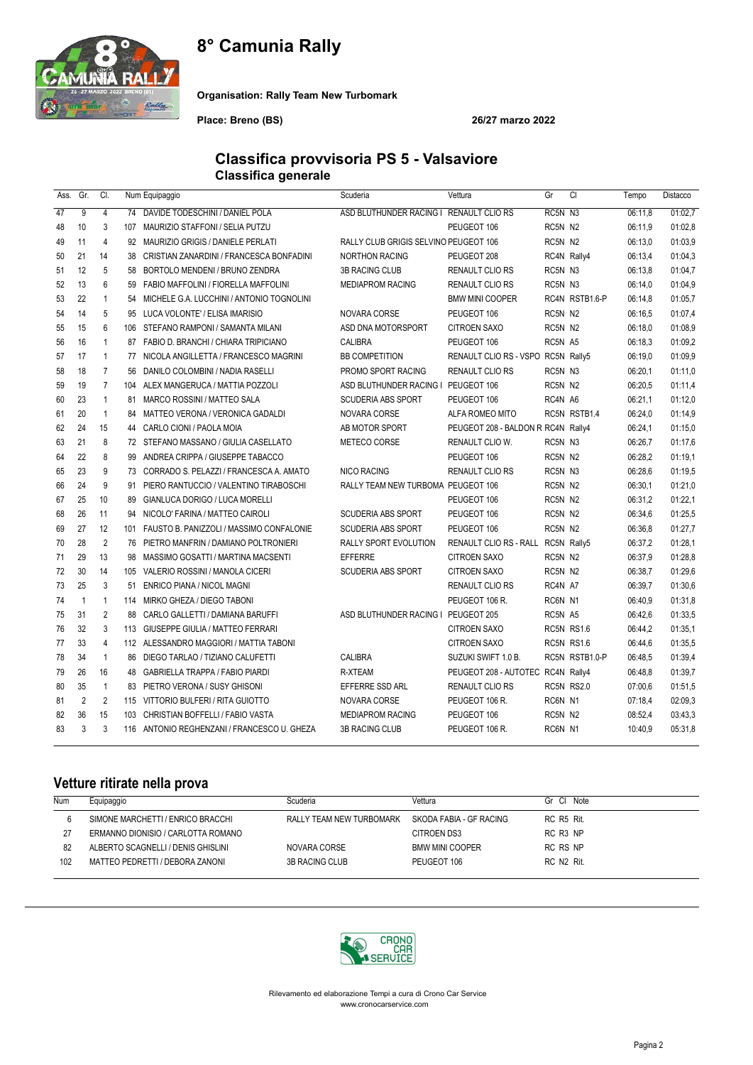# 8° Camunia Rally

**Organisation: Rally Team New Turbomark**

**Place: Breno (BS)** **26/27 marzo 2022**

## Classifica provvisoria PS 5 - Valsaviore
### Classifica generale

| Ass. | Gr. | Cl. | Num | Equipaggio | Scuderia | Vettura | Gr | Cl | Tempo | Distacco |
|---|---|---|---|---|---|---|---|---|---|---|
| 47 | 9 | 4 | 74 | DAVIDE TODESCHINI / DANIEL POLA | ASD BLUTHUNDER RACING I | RENAULT CLIO RS | RC5N | N3 | 06:11,8 | 01:02,7 |
| 48 | 10 | 3 | 107 | MAURIZIO STAFFONI / SELIA PUTZU | | PEUGEOT 106 | RC5N | N2 | 06:11,9 | 01:02,8 |
| 49 | 11 | 4 | 92 | MAURIZIO GRIGIS / DANIELE PERLATI | RALLY CLUB GRIGIS SELVINO | PEUGEOT 106 | RC5N | N2 | 06:13,0 | 01:03,9 |
| 50 | 21 | 14 | 38 | CRISTIAN ZANARDINI / FRANCESCA BONFADINI | NORTHON RACING | PEUGEOT 208 | RC4N | Rally4 | 06:13,4 | 01:04,3 |
| 51 | 12 | 5 | 58 | BORTOLO MENDENI / BRUNO ZENDRA | 3B RACING CLUB | RENAULT CLIO RS | RC5N | N3 | 06:13,8 | 01:04,7 |
| 52 | 13 | 6 | 59 | FABIO MAFFOLINI / FIORELLA MAFFOLINI | MEDIAPROM RACING | RENAULT CLIO RS | RC5N | N3 | 06:14,0 | 01:04,9 |
| 53 | 22 | 1 | 54 | MICHELE G.A. LUCCHINI / ANTONIO TOGNOLINI | | BMW MINI COOPER | RC4N | RSTB1.6-P | 06:14,8 | 01:05,7 |
| 54 | 14 | 5 | 95 | LUCA VOLONTE' / ELISA IMARISIO | NOVARA CORSE | PEUGEOT 106 | RC5N | N2 | 06:16,5 | 01:07,4 |
| 55 | 15 | 6 | 106 | STEFANO RAMPONI / SAMANTA MILANI | ASD DNA MOTORSPORT | CITROEN SAXO | RC5N | N2 | 06:18,0 | 01:08,9 |
| 56 | 16 | 1 | 87 | FABIO D. BRANCHI / CHIARA TRIPICIANO | CALIBRA | PEUGEOT 106 | RC5N | A5 | 06:18,3 | 01:09,2 |
| 57 | 17 | 1 | 77 | NICOLA ANGILLETTA / FRANCESCO MAGRINI | BB COMPETITION | RENAULT CLIO RS - VSPO | RC5N | Rally5 | 06:19,0 | 01:09,9 |
| 58 | 18 | 7 | 56 | DANILO COLOMBINI / NADIA RASELLI | PROMO SPORT RACING | RENAULT CLIO RS | RC5N | N3 | 06:20,1 | 01:11,0 |
| 59 | 19 | 7 | 104 | ALEX MANGERUCA / MATTIA POZZOLI | ASD BLUTHUNDER RACING I | PEUGEOT 106 | RC5N | N2 | 06:20,5 | 01:11,4 |
| 60 | 23 | 1 | 81 | MARCO ROSSINI / MATTEO SALA | SCUDERIA ABS SPORT | PEUGEOT 106 | RC4N | A6 | 06:21,1 | 01:12,0 |
| 61 | 20 | 1 | 84 | MATTEO VERONA / VERONICA GADALDI | NOVARA CORSE | ALFA ROMEO MITO | RC5N | RSTB1.4 | 06:24,0 | 01:14,9 |
| 62 | 24 | 15 | 44 | CARLO CIONI / PAOLA MOIA | AB MOTOR SPORT | PEUGEOT 208 - BALDON R | RC4N | Rally4 | 06:24,1 | 01:15,0 |
| 63 | 21 | 8 | 72 | STEFANO MASSANO / GIULIA CASELLATO | METECO CORSE | RENAULT CLIO W. | RC5N | N3 | 06:26,7 | 01:17,6 |
| 64 | 22 | 8 | 99 | ANDREA CRIPPA / GIUSEPPE TABACCO | | PEUGEOT 106 | RC5N | N2 | 06:28,2 | 01:19,1 |
| 65 | 23 | 9 | 73 | CORRADO S. PELAZZI / FRANCESCA A. AMATO | NICO RACING | RENAULT CLIO RS | RC5N | N3 | 06:28,6 | 01:19,5 |
| 66 | 24 | 9 | 91 | PIERO RANTUCCIO / VALENTINO TIRABOSCHI | RALLY TEAM NEW TURBOMA | PEUGEOT 106 | RC5N | N2 | 06:30,1 | 01:21,0 |
| 67 | 25 | 10 | 89 | GIANLUCA DORIGO / LUCA MORELLI | | PEUGEOT 106 | RC5N | N2 | 06:31,2 | 01:22,1 |
| 68 | 26 | 11 | 94 | NICOLO' FARINA / MATTEO CAIROLI | SCUDERIA ABS SPORT | PEUGEOT 106 | RC5N | N2 | 06:34,6 | 01:25,5 |
| 69 | 27 | 12 | 101 | FAUSTO B. PANIZZOLI / MASSIMO CONFALONIE | SCUDERIA ABS SPORT | PEUGEOT 106 | RC5N | N2 | 06:36,8 | 01:27,7 |
| 70 | 28 | 2 | 76 | PIETRO MANFRIN / DAMIANO POLTRONIERI | RALLY SPORT EVOLUTION | RENAULT CLIO RS - RALL | RC5N | Rally5 | 06:37,2 | 01:28,1 |
| 71 | 29 | 13 | 98 | MASSIMO GOSATTI / MARTINA MACSENTI | EFFERRE | CITROEN SAXO | RC5N | N2 | 06:37,9 | 01:28,8 |
| 72 | 30 | 14 | 105 | VALERIO ROSSINI / MANOLA CICERI | SCUDERIA ABS SPORT | CITROEN SAXO | RC5N | N2 | 06:38,7 | 01:29,6 |
| 73 | 25 | 3 | 51 | ENRICO PIANA / NICOL MAGNI | | RENAULT CLIO RS | RC4N | A7 | 06:39,7 | 01:30,6 |
| 74 | 1 | 1 | 114 | MIRKO GHEZA / DIEGO TABONI | | PEUGEOT 106 R. | RC6N | N1 | 06:40,9 | 01:31,8 |
| 75 | 31 | 2 | 88 | CARLO GALLETTI / DAMIANA BARUFFI | ASD BLUTHUNDER RACING I | PEUGEOT 205 | RC5N | A5 | 06:42,6 | 01:33,5 |
| 76 | 32 | 3 | 113 | GIUSEPPE GIULIA / MATTEO FERRARI | | CITROEN SAXO | RC5N | RS1.6 | 06:44,2 | 01:35,1 |
| 77 | 33 | 4 | 112 | ALESSANDRO MAGGIORI / MATTIA TABONI | | CITROEN SAXO | RC5N | RS1.6 | 06:44,6 | 01:35,5 |
| 78 | 34 | 1 | 86 | DIEGO TARLAO / TIZIANO CALUFETTI | CALIBRA | SUZUKI SWIFT 1.0 B. | RC5N | RSTB1.0-P | 06:48,5 | 01:39,4 |
| 79 | 26 | 16 | 48 | GABRIELLA TRAPPA / FABIO PIARDI | R-XTEAM | PEUGEOT 208 - AUTOTEC | RC4N | Rally4 | 06:48,8 | 01:39,7 |
| 80 | 35 | 1 | 83 | PIETRO VERONA / SUSY GHISONI | EFFERRE SSD ARL | RENAULT CLIO RS | RC5N | RS2.0 | 07:00,6 | 01:51,5 |
| 81 | 2 | 2 | 115 | VITTORIO BULFERI / RITA GUIOTTO | NOVARA CORSE | PEUGEOT 106 R. | RC6N | N1 | 07:18,4 | 02:09,3 |
| 82 | 36 | 15 | 103 | CHRISTIAN BOFFELLI / FABIO VASTA | MEDIAPROM RACING | PEUGEOT 106 | RC5N | N2 | 08:52,4 | 03:43,3 |
| 83 | 3 | 3 | 116 | ANTONIO REGHENZANI / FRANCESCO U. GHEZA | 3B RACING CLUB | PEUGEOT 106 R. | RC6N | N1 | 10:40,9 | 05:31,8 |

## Vetture ritirate nella prova

| Num | Equipaggio | Scuderia | Vettura | Gr | Cl | Note |
|---|---|---|---|---|---|---|
| 6 | SIMONE MARCHETTI / ENRICO BRACCHI | RALLY TEAM NEW TURBOMARK | SKODA FABIA - GF RACING | RC | R5 | Rit. |
| 27 | ERMANNO DIONISIO / CARLOTTA ROMANO | | CITROEN DS3 | RC | R3 | NP |
| 82 | ALBERTO SCAGNELLI / DENIS GHISLINI | NOVARA CORSE | BMW MINI COOPER | RC | RS | NP |
| 102 | MATTEO PEDRETTI / DEBORA ZANONI | 3B RACING CLUB | PEUGEOT 106 | RC | N2 | Rit. |

Rilevamento ed elaborazione Tempi a cura di Crono Car Service
www.cronocarservice.com